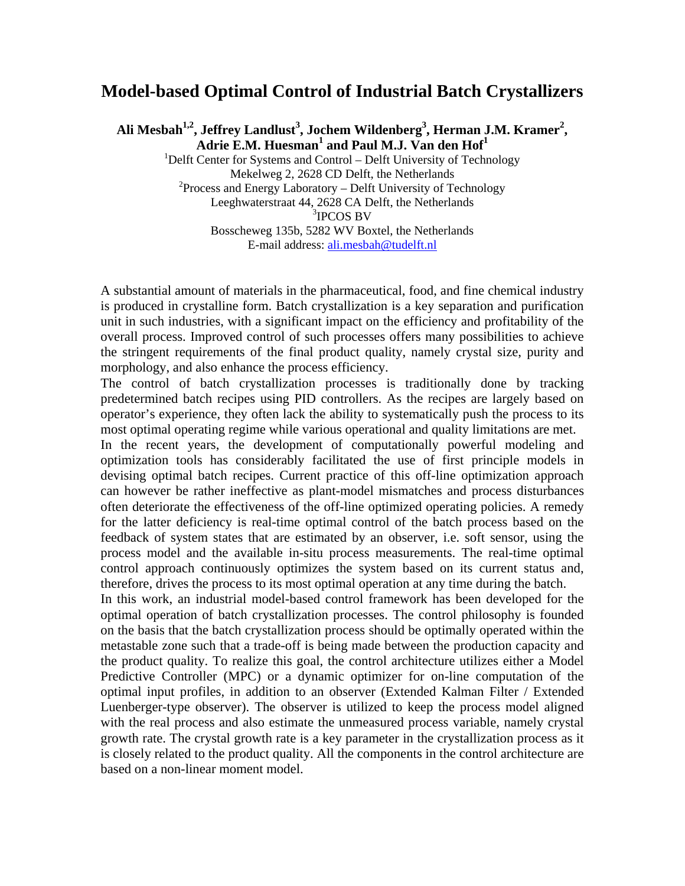# Model-based Optimal Control of Industrial Batch Crystallizers

**Ali Mesbah[1,2], Jeffrey Landlust[3], Jochem Wildenberg[3], Herman J.M. Kramer[2], Adrie E.M. Huesman[1] and Paul M.J. Van den Hof[1]**

[1]Delft Center for Systems and Control – Delft University of Technology
Mekelweg 2, 2628 CD Delft, the Netherlands
[2]Process and Energy Laboratory – Delft University of Technology
Leeghwaterstraat 44, 2628 CA Delft, the Netherlands
[3]IPCOS BV
Bosscheweg 135b, 5282 WV Boxtel, the Netherlands
E-mail address: ali.mesbah@tudelft.nl

A substantial amount of materials in the pharmaceutical, food, and fine chemical industry is produced in crystalline form. Batch crystallization is a key separation and purification unit in such industries, with a significant impact on the efficiency and profitability of the overall process. Improved control of such processes offers many possibilities to achieve the stringent requirements of the final product quality, namely crystal size, purity and morphology, and also enhance the process efficiency.

The control of batch crystallization processes is traditionally done by tracking predetermined batch recipes using PID controllers. As the recipes are largely based on operator's experience, they often lack the ability to systematically push the process to its most optimal operating regime while various operational and quality limitations are met.

In the recent years, the development of computationally powerful modeling and optimization tools has considerably facilitated the use of first principle models in devising optimal batch recipes. Current practice of this off-line optimization approach can however be rather ineffective as plant-model mismatches and process disturbances often deteriorate the effectiveness of the off-line optimized operating policies. A remedy for the latter deficiency is real-time optimal control of the batch process based on the feedback of system states that are estimated by an observer, i.e. soft sensor, using the process model and the available in-situ process measurements. The real-time optimal control approach continuously optimizes the system based on its current status and, therefore, drives the process to its most optimal operation at any time during the batch.

In this work, an industrial model-based control framework has been developed for the optimal operation of batch crystallization processes. The control philosophy is founded on the basis that the batch crystallization process should be optimally operated within the metastable zone such that a trade-off is being made between the production capacity and the product quality. To realize this goal, the control architecture utilizes either a Model Predictive Controller (MPC) or a dynamic optimizer for on-line computation of the optimal input profiles, in addition to an observer (Extended Kalman Filter / Extended Luenberger-type observer). The observer is utilized to keep the process model aligned with the real process and also estimate the unmeasured process variable, namely crystal growth rate. The crystal growth rate is a key parameter in the crystallization process as it is closely related to the product quality. All the components in the control architecture are based on a non-linear moment model.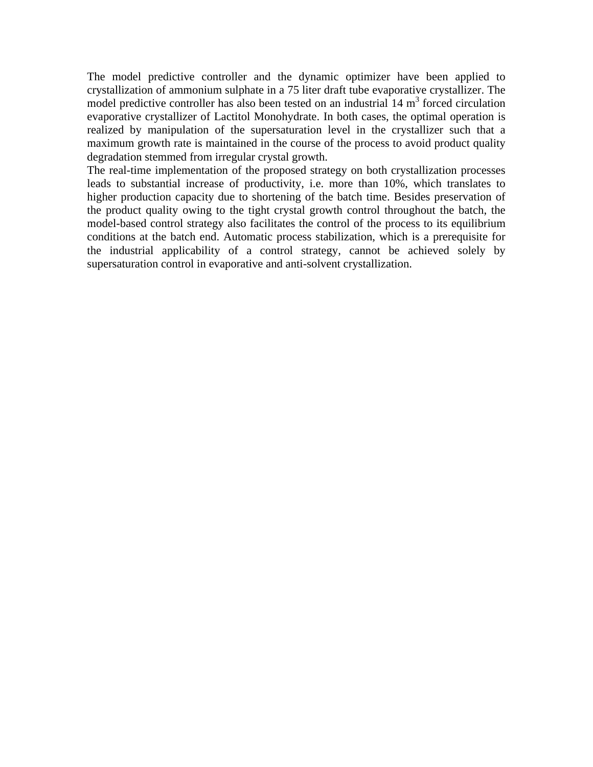The model predictive controller and the dynamic optimizer have been applied to crystallization of ammonium sulphate in a 75 liter draft tube evaporative crystallizer. The model predictive controller has also been tested on an industrial 14 $m^3$ forced circulation evaporative crystallizer of Lactitol Monohydrate. In both cases, the optimal operation is realized by manipulation of the supersaturation level in the crystallizer such that a maximum growth rate is maintained in the course of the process to avoid product quality degradation stemmed from irregular crystal growth.

The real-time implementation of the proposed strategy on both crystallization processes leads to substantial increase of productivity, i.e. more than 10%, which translates to higher production capacity due to shortening of the batch time. Besides preservation of the product quality owing to the tight crystal growth control throughout the batch, the model-based control strategy also facilitates the control of the process to its equilibrium conditions at the batch end. Automatic process stabilization, which is a prerequisite for the industrial applicability of a control strategy, cannot be achieved solely by supersaturation control in evaporative and anti-solvent crystallization.